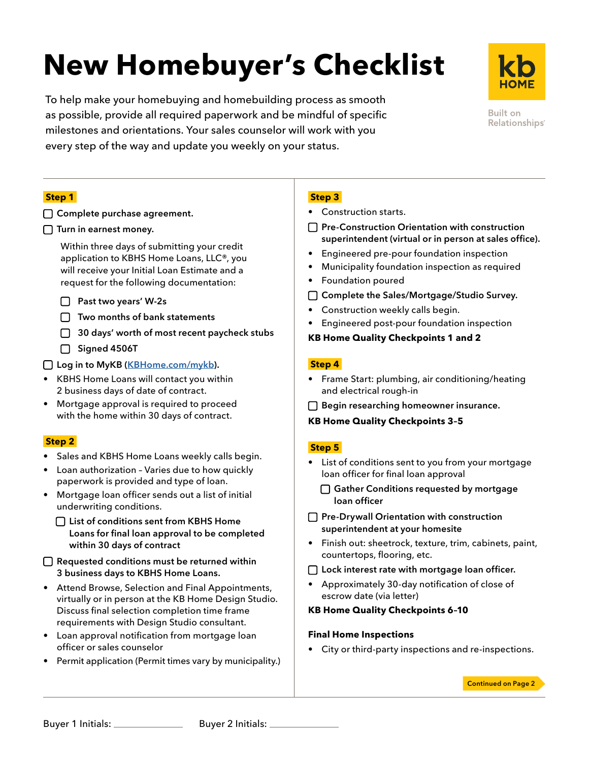# New Homebuyer's Checklist

kb HOME

Built on Relationships

To help make your homebuying and homebuilding process as smooth as possible, provide all required paperwork and be mindful of specific milestones and orientations. Your sales counselor will work with you every step of the way and update you weekly on your status.

## Step 1

- [ ] **Complete purchase agreement.**
- [ ] **Turn in earnest money.**

  Within three days of submitting your credit application to KBHS Home Loans, LLC®, you will receive your Initial Loan Estimate and a request for the following documentation:

  - [ ] Past two years' W-2s
  - [ ] Two months of bank statements
  - [ ] 30 days' worth of most recent paycheck stubs
  - [ ] Signed 4506T
- [ ] **Log in to MyKB (KBHome.com/mykb).**
- KBHS Home Loans will contact you within 2 business days of date of contract.
- Mortgage approval is required to proceed with the home within 30 days of contract.

## Step 2

- Sales and KBHS Home Loans weekly calls begin.
- Loan authorization – Varies due to how quickly paperwork is provided and type of loan.
- Mortgage loan officer sends out a list of initial underwriting conditions.
  - [ ] **List of conditions sent from KBHS Home Loans for final loan approval to be completed within 30 days of contract**
- [ ] **Requested conditions must be returned within 3 business days to KBHS Home Loans.**
- Attend Browse, Selection and Final Appointments, virtually or in person at the KB Home Design Studio. Discuss final selection completion time frame requirements with Design Studio consultant.
- Loan approval notification from mortgage loan officer or sales counselor
- Permit application (Permit times vary by municipality.)

## Step 3

- Construction starts.
- [ ] **Pre-Construction Orientation with construction superintendent (virtual or in person at sales office).**
- Engineered pre-pour foundation inspection
- Municipality foundation inspection as required
- Foundation poured
- [ ] **Complete the Sales/Mortgage/Studio Survey.**
- Construction weekly calls begin.
- Engineered post-pour foundation inspection

**KB Home Quality Checkpoints 1 and 2**

## Step 4

- Frame Start: plumbing, air conditioning/heating and electrical rough-in
- [ ] **Begin researching homeowner insurance.**

**KB Home Quality Checkpoints 3-5**

## Step 5

- List of conditions sent to you from your mortgage loan officer for final loan approval
  - [ ] **Gather Conditions requested by mortgage loan officer**
- [ ] **Pre-Drywall Orientation with construction superintendent at your homesite**
- Finish out: sheetrock, texture, trim, cabinets, paint, countertops, flooring, etc.
- [ ] **Lock interest rate with mortgage loan officer.**
- Approximately 30-day notification of close of escrow date (via letter)

**KB Home Quality Checkpoints 6-10**

**Final Home Inspections**

- City or third-party inspections and re-inspections.

Continued on Page 2

Buyer 1 Initials: ____________ Buyer 2 Initials: ____________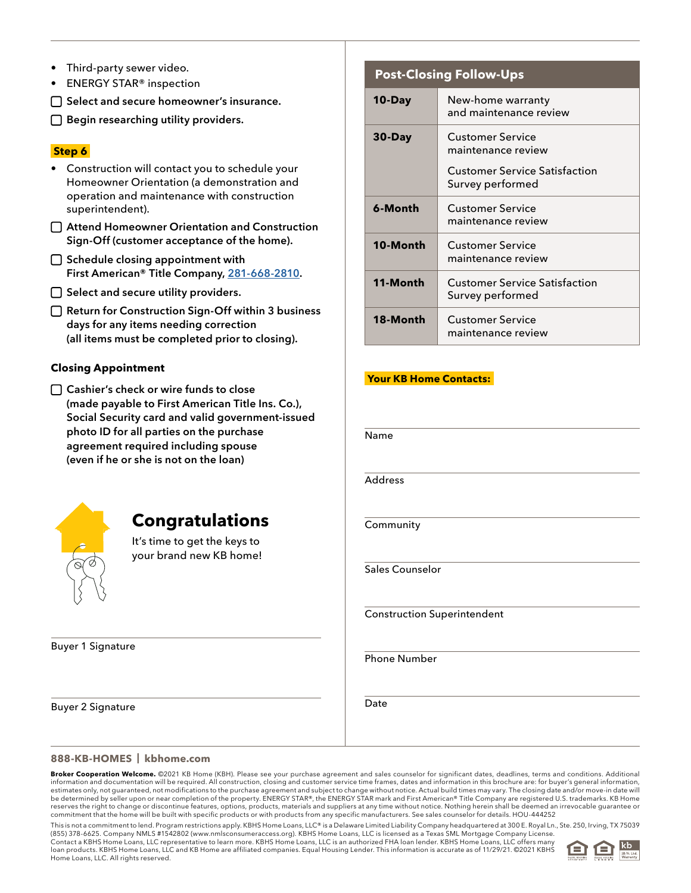- Third-party sewer video.
- ENERGY STAR® inspection
- ☐ **Select and secure homeowner's insurance.**
- ☐ **Begin researching utility providers.**

### Step 6

- Construction will contact you to schedule your Homeowner Orientation (a demonstration and operation and maintenance with construction superintendent).
- ☐ **Attend Homeowner Orientation and Construction Sign-Off (customer acceptance of the home).**
- ☐ **Schedule closing appointment with First American® Title Company, 281-668-2810.**
- ☐ **Select and secure utility providers.**
- ☐ **Return for Construction Sign-Off within 3 business days for any items needing correction (all items must be completed prior to closing).**

### Closing Appointment

- ☐ **Cashier's check or wire funds to close (made payable to First American Title Ins. Co.), Social Security card and valid government-issued photo ID for all parties on the purchase agreement required including spouse (even if he or she is not on the loan)**

## Congratulations

It's time to get the keys to your brand new KB home!

Buyer 1 Signature

Buyer 2 Signature

| Post-Closing Follow-Ups | |
|---|---|
| **10-Day** | New-home warranty and maintenance review |
| **30-Day** | Customer Service maintenance review<br>Customer Service Satisfaction Survey performed |
| **6-Month** | Customer Service maintenance review |
| **10-Month** | Customer Service maintenance review |
| **11-Month** | Customer Service Satisfaction Survey performed |
| **18-Month** | Customer Service maintenance review |

**Your KB Home Contacts:**

Name

Address

Community

Sales Counselor

Construction Superintendent

Phone Number

Date

**888-KB-HOMES | kbhome.com**

**Broker Cooperation Welcome.** ©2021 KB Home (KBH). Please see your purchase agreement and sales counselor for significant dates, deadlines, terms and conditions. Additional information and documentation will be required. All construction, closing and customer service time frames, dates and information in this brochure are: for buyer's general information, estimates only, not guaranteed, not modifications to the purchase agreement and subject to change without notice. Actual build times may vary. The closing date and/or move-in date will be determined by seller upon or near completion of the property. ENERGY STAR®, the ENERGY STAR mark and First American® Title Company are registered U.S. trademarks. KB Home reserves the right to change or discontinue features, options, products, materials and suppliers at any time without notice. Nothing herein shall be deemed an irrevocable guarantee or commitment that the home will be built with specific products or with products from any specific manufacturers. See sales counselor for details. HOU-444252

This is not a commitment to lend. Program restrictions apply. KBHS Home Loans, LLC® is a Delaware Limited Liability Company headquartered at 300 E. Royal Ln., Ste. 250, Irving, TX 75039 (855) 378-6625. Company NMLS #1542802 (www.nmlsconsumeraccess.org). KBHS Home Loans, LLC is licensed as a Texas SML Mortgage Company License. Contact a KBHS Home Loans, LLC representative to learn more. KBHS Home Loans, LLC is an authorized FHA loan lender. KBHS Home Loans, LLC offers many loan products. KBHS Home Loans, LLC and KB Home are affiliated companies. Equal Housing Lender. This information is accurate as of 11/29/21. ©2021 KBHS Home Loans, LLC. All rights reserved.